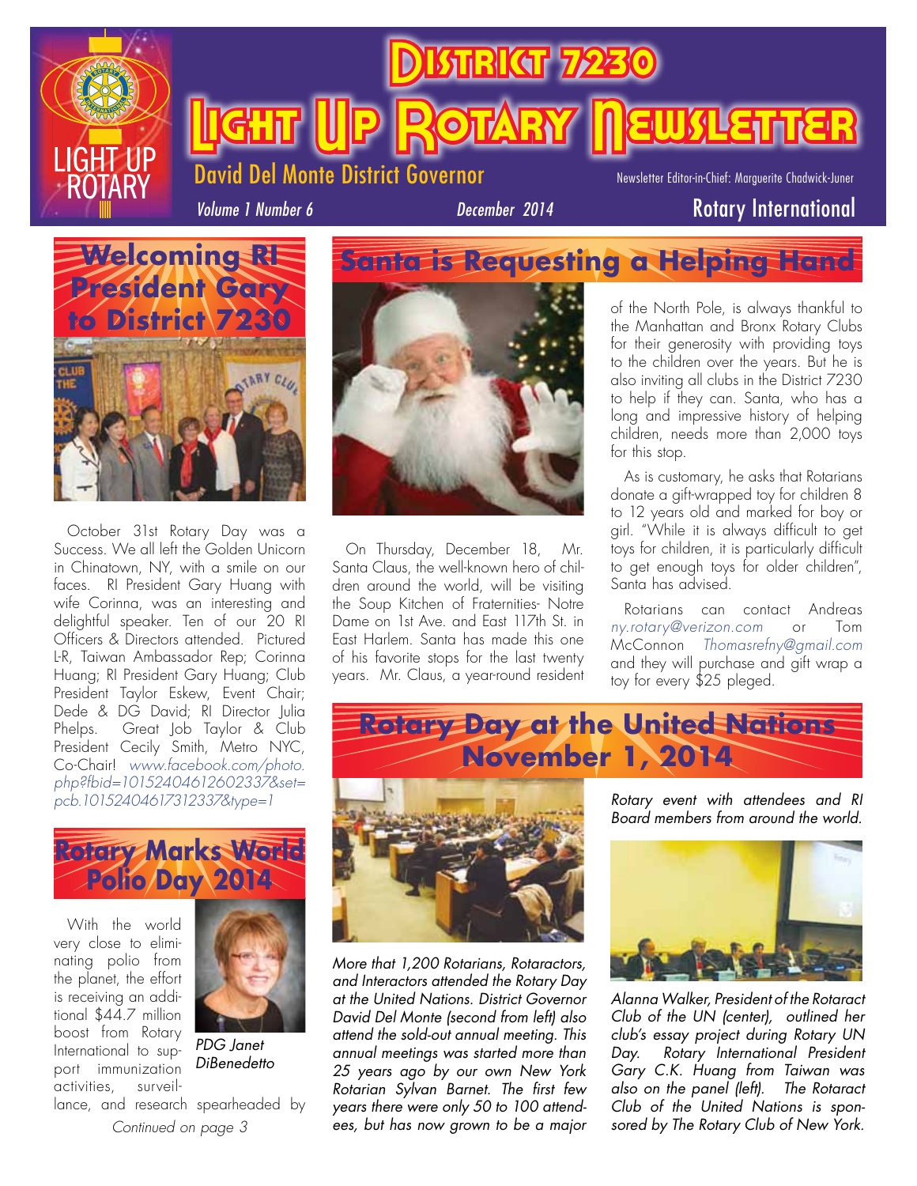# District 7230

# Light Up Rotary Newsletter

David Del Monte District Governor

Newsletter Editor-in-Chief: Marguerite Chadwick-Juner

*Volume 1 Number 6* *December 2014*

Rotary International

## Welcoming RI President Gary to District 7230

October 31st Rotary Day was a Success. We all left the Golden Unicorn in Chinatown, NY, with a smile on our faces. RI President Gary Huang with wife Corinna, was an interesting and delightful speaker. Ten of our 20 RI Officers & Directors attended. Pictured L-R, Taiwan Ambassador Rep; Corinna Huang; RI President Gary Huang; Club President Taylor Eskew, Event Chair; Dede & DG David; RI Director Julia Phelps. Great Job Taylor & Club President Cecily Smith, Metro NYC, Co-Chair! *www.facebook.com/photo.php?fbid=10152404612602337&set=pcb.10152404617312337&type=1*

## Rotary Marks World Polio Day 2014

With the world very close to eliminating polio from the planet, the effort is receiving an additional $44.7 million boost from Rotary International to support immunization activities, surveillance, and research spearheaded by

*PDG Janet DiBenedetto*

*Continued on page 3*

## Santa is Requesting a Helping Hand

On Thursday, December 18, Mr. Santa Claus, the well-known hero of children around the world, will be visiting the Soup Kitchen of Fraternities- Notre Dame on 1st Ave. and East 117th St. in East Harlem. Santa has made this one of his favorite stops for the last twenty years. Mr. Claus, a year-round resident of the North Pole, is always thankful to the Manhattan and Bronx Rotary Clubs for their generosity with providing toys to the children over the years. But he is also inviting all clubs in the District 7230 to help if they can. Santa, who has a long and impressive history of helping children, needs more than 2,000 toys for this stop.

As is customary, he asks that Rotarians donate a gift-wrapped toy for children 8 to 12 years old and marked for boy or girl. "While it is always difficult to get toys for children, it is particularly difficult to get enough toys for older children", Santa has advised.

Rotarians can contact Andreas *ny.rotary@verizon.com* or Tom McConnon *Thomasrefny@gmail.com* and they will purchase and gift wrap a toy for every $25 pleged.

## Rotary Day at the United Nations November 1, 2014

*More that 1,200 Rotarians, Rotaractors, and Interactors attended the Rotary Day at the United Nations. District Governor David Del Monte (second from left) also attend the sold-out annual meeting. This annual meetings was started more than 25 years ago by our own New York Rotarian Sylvan Barnet. The first few years there were only 50 to 100 attendees, but has now grown to be a major*

*Rotary event with attendees and RI Board members from around the world.*

*Alanna Walker, President of the Rotaract Club of the UN (center), outlined her club's essay project during Rotary UN Day. Rotary International President Gary C.K. Huang from Taiwan was also on the panel (left). The Rotaract Club of the United Nations is sponsored by The Rotary Club of New York.*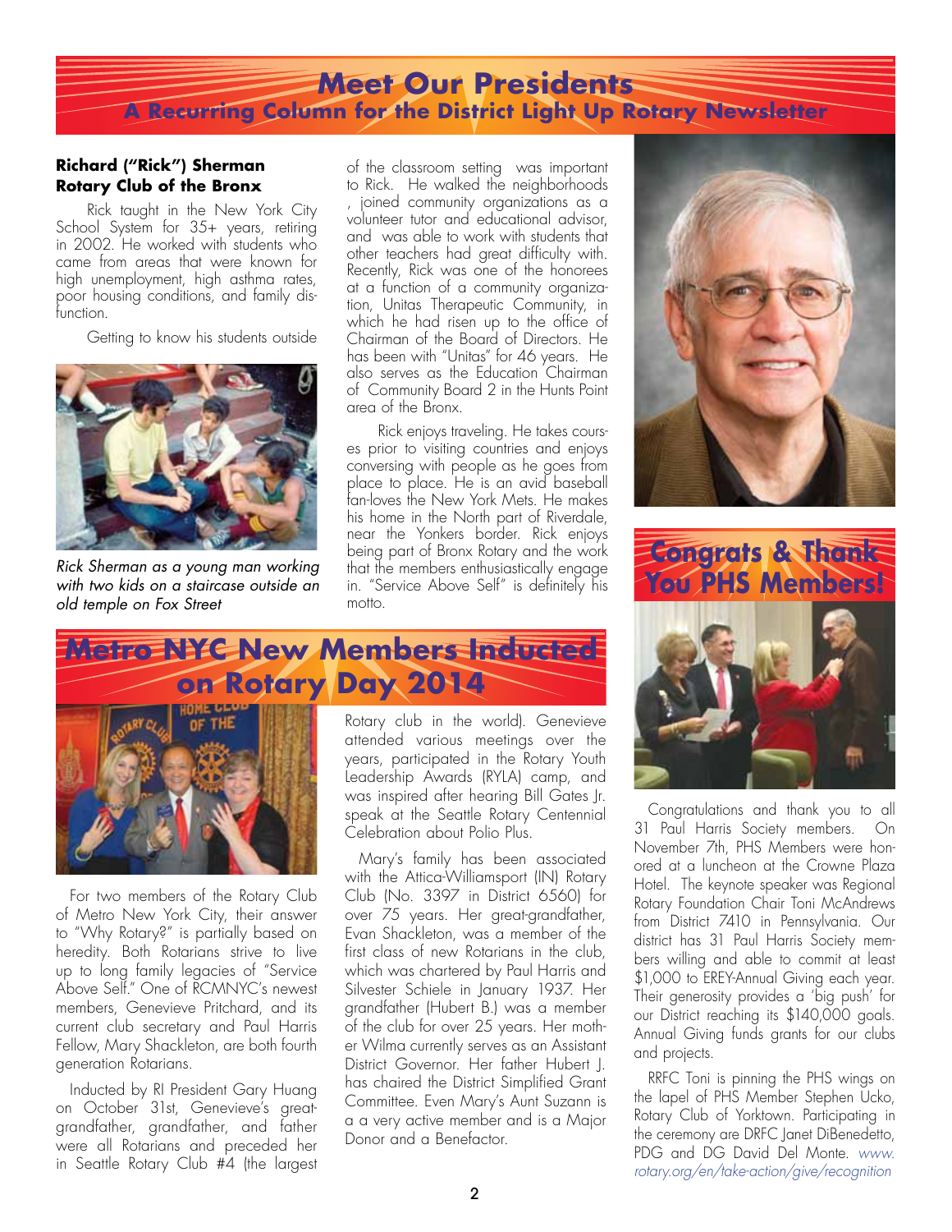# Meet Our Presidents

## A Recurring Column for the District Light Up Rotary Newsletter

**Richard ("Rick") Sherman**
**Rotary Club of the Bronx**

Rick taught in the New York City School System for 35+ years, retiring in 2002. He worked with students who came from areas that were known for high unemployment, high asthma rates, poor housing conditions, and family dysfunction.

Getting to know his students outside of the classroom setting was important to Rick. He walked the neighborhoods , joined community organizations as a volunteer tutor and educational advisor, and was able to work with students that other teachers had great difficulty with. Recently, Rick was one of the honorees at a function of a community organization, Unitas Therapeutic Community, in which he had risen up to the office of Chairman of the Board of Directors. He has been with "Unitas" for 46 years. He also serves as the Education Chairman of Community Board 2 in the Hunts Point area of the Bronx.

*Rick Sherman as a young man working with two kids on a staircase outside an old temple on Fox Street*

Rick enjoys traveling. He takes courses prior to visiting countries and enjoys conversing with people as he goes from place to place. He is an avid baseball fan-loves the New York Mets. He makes his home in the North part of Riverdale, near the Yonkers border. Rick enjoys being part of Bronx Rotary and the work that the members enthusiastically engage in. "Service Above Self" is definitely his motto.

# Congrats & Thank You PHS Members!

Congratulations and thank you to all 31 Paul Harris Society members. On November 7th, PHS Members were honored at a luncheon at the Crowne Plaza Hotel. The keynote speaker was Regional Rotary Foundation Chair Toni McAndrews from District 7410 in Pennsylvania. Our district has 31 Paul Harris Society members willing and able to commit at least $1,000 to EREY-Annual Giving each year. Their generosity provides a 'big push' for our District reaching its $140,000 goals. Annual Giving funds grants for our clubs and projects.

RRFC Toni is pinning the PHS wings on the lapel of PHS Member Stephen Ucko, Rotary Club of Yorktown. Participating in the ceremony are DRFC Janet DiBenedetto, PDG and DG David Del Monte. *www.rotary.org/en/take-action/give/recognition*

# Metro NYC New Members Inducted on Rotary Day 2014

For two members of the Rotary Club of Metro New York City, their answer to "Why Rotary?" is partially based on heredity. Both Rotarians strive to live up to long family legacies of "Service Above Self." One of RCMNYC's newest members, Genevieve Pritchard, and its current club secretary and Paul Harris Fellow, Mary Shackleton, are both fourth generation Rotarians.

Inducted by RI President Gary Huang on October 31st, Genevieve's great-grandfather, grandfather, and father were all Rotarians and preceded her in Seattle Rotary Club #4 (the largest Rotary club in the world). Genevieve attended various meetings over the years, participated in the Rotary Youth Leadership Awards (RYLA) camp, and was inspired after hearing Bill Gates Jr. speak at the Seattle Rotary Centennial Celebration about Polio Plus.

Mary's family has been associated with the Attica-Williamsport (IN) Rotary Club (No. 3397 in District 6560) for over 75 years. Her great-grandfather, Evan Shackleton, was a member of the first class of new Rotarians in the club, which was chartered by Paul Harris and Silvester Schiele in January 1937. Her grandfather (Hubert B.) was a member of the club for over 25 years. Her mother Wilma currently serves as an Assistant District Governor. Her father Hubert J. has chaired the District Simplified Grant Committee. Even Mary's Aunt Suzann is a a very active member and is a Major Donor and a Benefactor.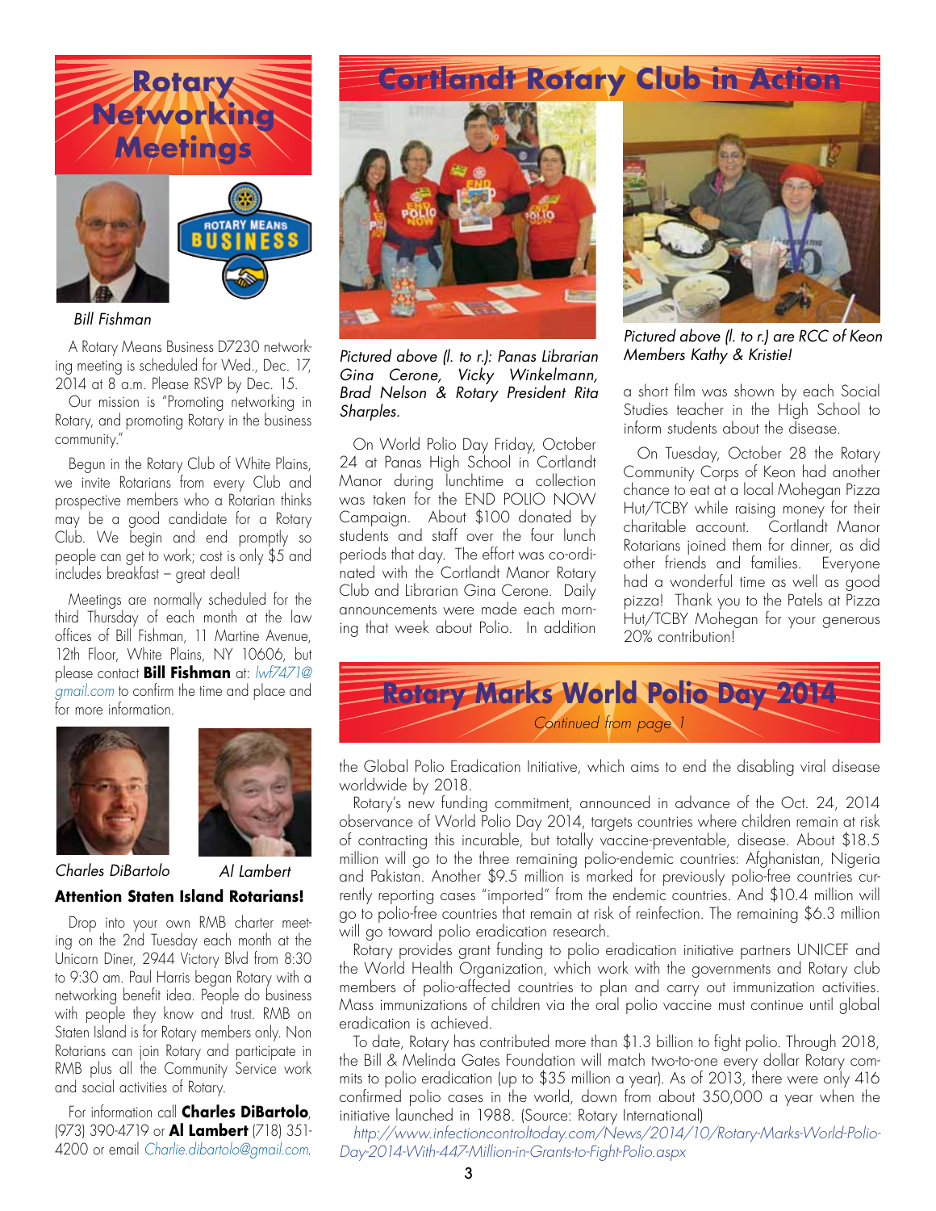# Rotary Networking Meetings

*Bill Fishman*

A Rotary Means Business D7230 networking meeting is scheduled for Wed., Dec. 17, 2014 at 8 a.m. Please RSVP by Dec. 15.

Our mission is "Promoting networking in Rotary, and promoting Rotary in the business community."

Begun in the Rotary Club of White Plains, we invite Rotarians from every Club and prospective members who a Rotarian thinks may be a good candidate for a Rotary Club. We begin and end promptly so people can get to work; cost is only $5 and includes breakfast – great deal!

Meetings are normally scheduled for the third Thursday of each month at the law offices of Bill Fishman, 11 Martine Avenue, 12th Floor, White Plains, NY 10606, but please contact **Bill Fishman** at: lwf7471@gmail.com to confirm the time and place and for more information.

*Charles DiBartolo* *Al Lambert*

**Attention Staten Island Rotarians!**

Drop into your own RMB charter meeting on the 2nd Tuesday each month at the Unicorn Diner, 2944 Victory Blvd from 8:30 to 9:30 am. Paul Harris began Rotary with a networking benefit idea. People do business with people they know and trust. RMB on Staten Island is for Rotary members only. Non Rotarians can join Rotary and participate in RMB plus all the Community Service work and social activities of Rotary.

For information call **Charles DiBartolo**, (973) 390-4719 or **Al Lambert** (718) 351-4200 or email Charlie.dibartolo@gmail.com.

# Cortlandt Rotary Club in Action

*Pictured above (l. to r.): Panas Librarian Gina Cerone, Vicky Winkelmann, Brad Nelson & Rotary President Rita Sharples.*

On World Polio Day Friday, October 24 at Panas High School in Cortlandt Manor during lunchtime a collection was taken for the END POLIO NOW Campaign. About $100 donated by students and staff over the four lunch periods that day. The effort was co-ordinated with the Cortlandt Manor Rotary Club and Librarian Gina Cerone. Daily announcements were made each morning that week about Polio. In addition a short film was shown by each Social Studies teacher in the High School to inform students about the disease.

*Pictured above (l. to r.) are RCC of Keon Members Kathy & Kristie!*

On Tuesday, October 28 the Rotary Community Corps of Keon had another chance to eat at a local Mohegan Pizza Hut/TCBY while raising money for their charitable account. Cortlandt Manor Rotarians joined them for dinner, as did other friends and families. Everyone had a wonderful time as well as good pizza! Thank you to the Patels at Pizza Hut/TCBY Mohegan for your generous 20% contribution!

# Rotary Marks World Polio Day 2014

*Continued from page 1*

the Global Polio Eradication Initiative, which aims to end the disabling viral disease worldwide by 2018.

Rotary's new funding commitment, announced in advance of the Oct. 24, 2014 observance of World Polio Day 2014, targets countries where children remain at risk of contracting this incurable, but totally vaccine-preventable, disease. About $18.5 million will go to the three remaining polio-endemic countries: Afghanistan, Nigeria and Pakistan. Another $9.5 million is marked for previously polio-free countries currently reporting cases "imported" from the endemic countries. And $10.4 million will go to polio-free countries that remain at risk of reinfection. The remaining $6.3 million will go toward polio eradication research.

Rotary provides grant funding to polio eradication initiative partners UNICEF and the World Health Organization, which work with the governments and Rotary club members of polio-affected countries to plan and carry out immunization activities. Mass immunizations of children via the oral polio vaccine must continue until global eradication is achieved.

To date, Rotary has contributed more than $1.3 billion to fight polio. Through 2018, the Bill & Melinda Gates Foundation will match two-to-one every dollar Rotary commits to polio eradication (up to $35 million a year). As of 2013, there were only 416 confirmed polio cases in the world, down from about 350,000 a year when the initiative launched in 1988. (Source: Rotary International)

http://www.infectioncontroltoday.com/News/2014/10/Rotary-Marks-World-Polio-Day-2014-With-447-Million-in-Grants-to-Fight-Polio.aspx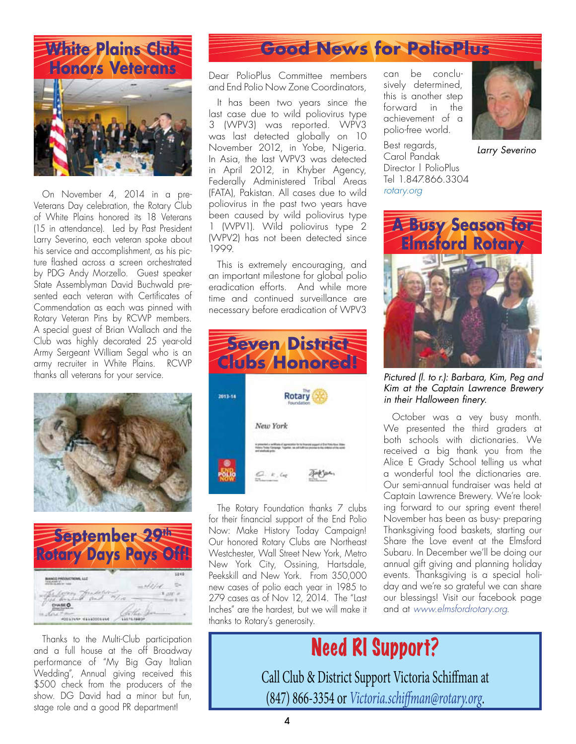## White Plains Club Honors Veterans

On November 4, 2014 in a pre-Veterans Day celebration, the Rotary Club of White Plains honored its 18 Veterans (15 in attendance). Led by Past President Larry Severino, each veteran spoke about his service and accomplishment, as his picture flashed across a screen orchestrated by PDG Andy Morzello. Guest speaker State Assemblyman David Buchwald presented each veteran with Certificates of Commendation as each was pinned with Rotary Veteran Pins by RCWP members. A special guest of Brian Wallach and the Club was highly decorated 25 year-old Army Sergeant William Segal who is an army recruiter in White Plains. RCWP thanks all veterans for your service.

## September 29th Rotary Days Pays Off!

Thanks to the Multi-Club participation and a full house at the off Broadway performance of "My Big Gay Italian Wedding", Annual giving received this $500 check from the producers of the show. DG David had a minor but fun, stage role and a good PR department!

## Good News for PolioPlus

Dear PolioPlus Committee members and End Polio Now Zone Coordinators,

It has been two years since the last case due to wild poliovirus type 3 (WPV3) was reported. WPV3 was last detected globally on 10 November 2012, in Yobe, Nigeria. In Asia, the last WPV3 was detected in April 2012, in Khyber Agency, Federally Administered Tribal Areas (FATA), Pakistan. All cases due to wild poliovirus in the past two years have been caused by wild poliovirus type 1 (WPV1). Wild poliovirus type 2 (WPV2) has not been detected since 1999.

This is extremely encouraging, and an important milestone for global polio eradication efforts. And while more time and continued surveillance are necessary before eradication of WPV3 can be conclusively determined, this is another step forward in the achievement of a polio-free world.

Best regards,
Carol Pandak
Director | PolioPlus
Tel 1.847.866.3304
*rotary.org*

*Larry Severino*

## Seven District Clubs Honored!

The Rotary Foundation thanks 7 clubs for their financial support of the End Polio Now: Make History Today Campaign! Our honored Rotary Clubs are Northeast Westchester, Wall Street New York, Metro New York City, Ossining, Hartsdale, Peekskill and New York. From 350,000 new cases of polio each year in 1985 to 279 cases as of Nov 12, 2014. The "Last Inches" are the hardest, but we will make it thanks to Rotary's generosity.

## A Busy Season for Elmsford Rotary

*Pictured (l. to r.): Barbara, Kim, Peg and Kim at the Captain Lawrence Brewery in their Halloween finery.*

October was a vey busy month. We presented the third graders at both schools with dictionaries. We received a big thank you from the Alice E Grady School telling us what a wonderful tool the dictionaries are. Our semi-annual fundraiser was held at Captain Lawrence Brewery. We're looking forward to our spring event there! November has been as busy- preparing Thanksgiving food baskets, starting our Share the Love event at the Elmsford Subaru. In December we'll be doing our annual gift giving and planning holiday events. Thanksgiving is a special holiday and we're so grateful we can share our blessings! Visit our facebook page and at *www.elmsfordrotary.org*.

## Need RI Support?

Call Club & District Support Victoria Schiffman at (847) 866-3354 or *Victoria.schiffman@rotary.org*.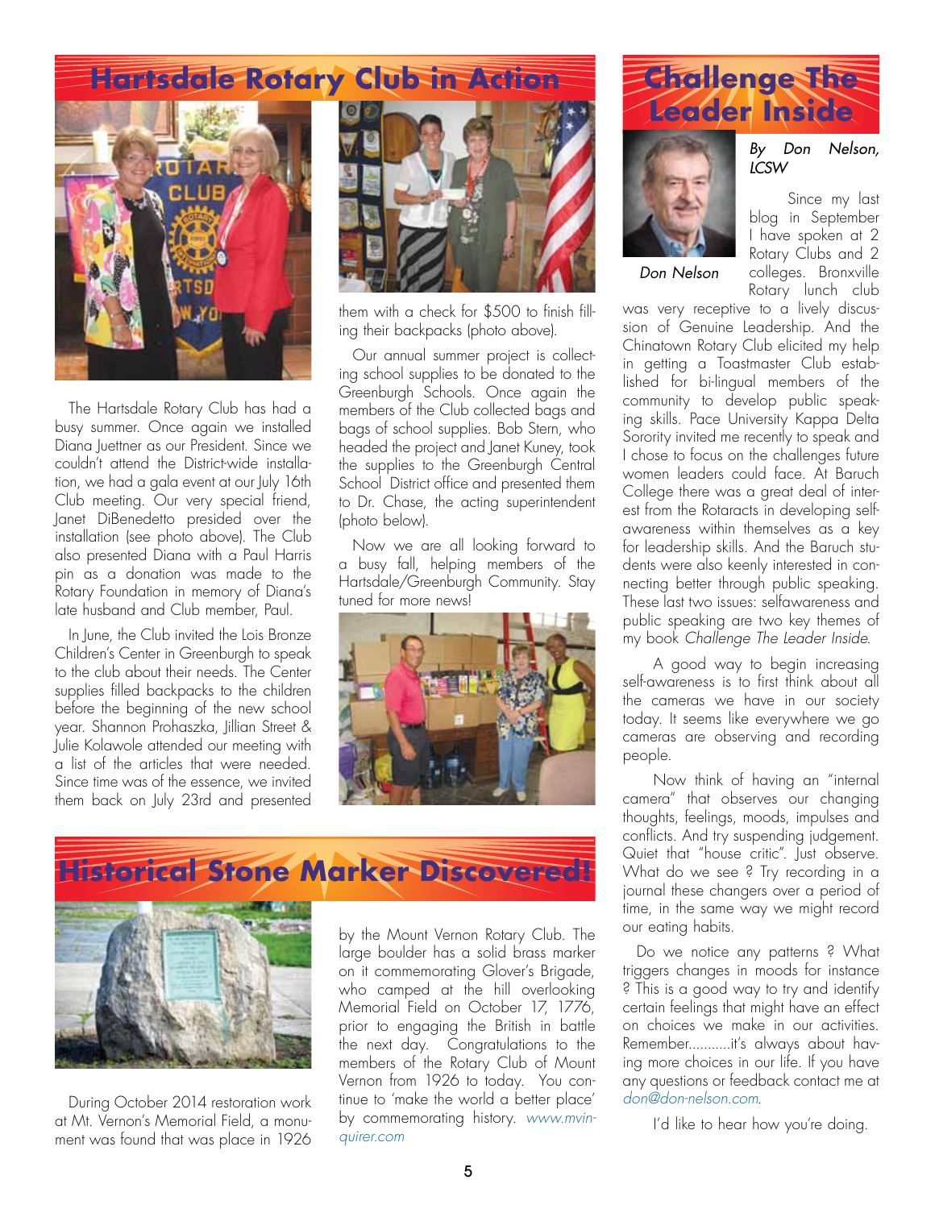## Hartsdale Rotary Club in Action

The Hartsdale Rotary Club has had a busy summer. Once again we installed Diana Juettner as our President. Since we couldn't attend the District-wide installation, we had a gala event at our July 16th Club meeting. Our very special friend, Janet DiBenedetto presided over the installation (see photo above). The Club also presented Diana with a Paul Harris pin as a donation was made to the Rotary Foundation in memory of Diana's late husband and Club member, Paul.

In June, the Club invited the Lois Bronze Children's Center in Greenburgh to speak to the club about their needs. The Center supplies filled backpacks to the children before the beginning of the new school year. Shannon Prohaszka, Jillian Street & Julie Kolawole attended our meeting with a list of the articles that were needed. Since time was of the essence, we invited them back on July 23rd and presented them with a check for $500 to finish filling their backpacks (photo above).

Our annual summer project is collecting school supplies to be donated to the Greenburgh Schools. Once again the members of the Club collected bags and bags of school supplies. Bob Stern, who headed the project and Janet Kuney, took the supplies to the Greenburgh Central School District office and presented them to Dr. Chase, the acting superintendent (photo below).

Now we are all looking forward to a busy fall, helping members of the Hartsdale/Greenburgh Community. Stay tuned for more news!

## Historical Stone Marker Discovered!

During October 2014 restoration work at Mt. Vernon's Memorial Field, a monument was found that was place in 1926 by the Mount Vernon Rotary Club. The large boulder has a solid brass marker on it commemorating Glover's Brigade, who camped at the hill overlooking Memorial Field on October 17, 1776, prior to engaging the British in battle the next day. Congratulations to the members of the Rotary Club of Mount Vernon from 1926 to today. You continue to 'make the world a better place' by commemorating history. www.mvinquirer.com

## Challenge The Leader Inside

*By Don Nelson, LCSW*

Don Nelson

Since my last blog in September I have spoken at 2 Rotary Clubs and 2 colleges. Bronxville Rotary lunch club was very receptive to a lively discussion of Genuine Leadership. And the Chinatown Rotary Club elicited my help in getting a Toastmaster Club established for bi-lingual members of the community to develop public speaking skills. Pace University Kappa Delta Sorority invited me recently to speak and I chose to focus on the challenges future women leaders could face. At Baruch College there was a great deal of interest from the Rotaracts in developing self-awareness within themselves as a key for leadership skills. And the Baruch students were also keenly interested in connecting better through public speaking. These last two issues: selfawareness and public speaking are two key themes of my book *Challenge The Leader Inside*.

A good way to begin increasing self-awareness is to first think about all the cameras we have in our society today. It seems like everywhere we go cameras are observing and recording people.

Now think of having an "internal camera" that observes our changing thoughts, feelings, moods, impulses and conflicts. And try suspending judgement. Quiet that "house critic". Just observe. What do we see ? Try recording in a journal these changers over a period of time, in the same way we might record our eating habits.

Do we notice any patterns ? What triggers changes in moods for instance ? This is a good way to try and identify certain feelings that might have an effect on choices we make in our activities. Remember...........it's always about having more choices in our life. If you have any questions or feedback contact me at don@don-nelson.com.

I'd like to hear how you're doing.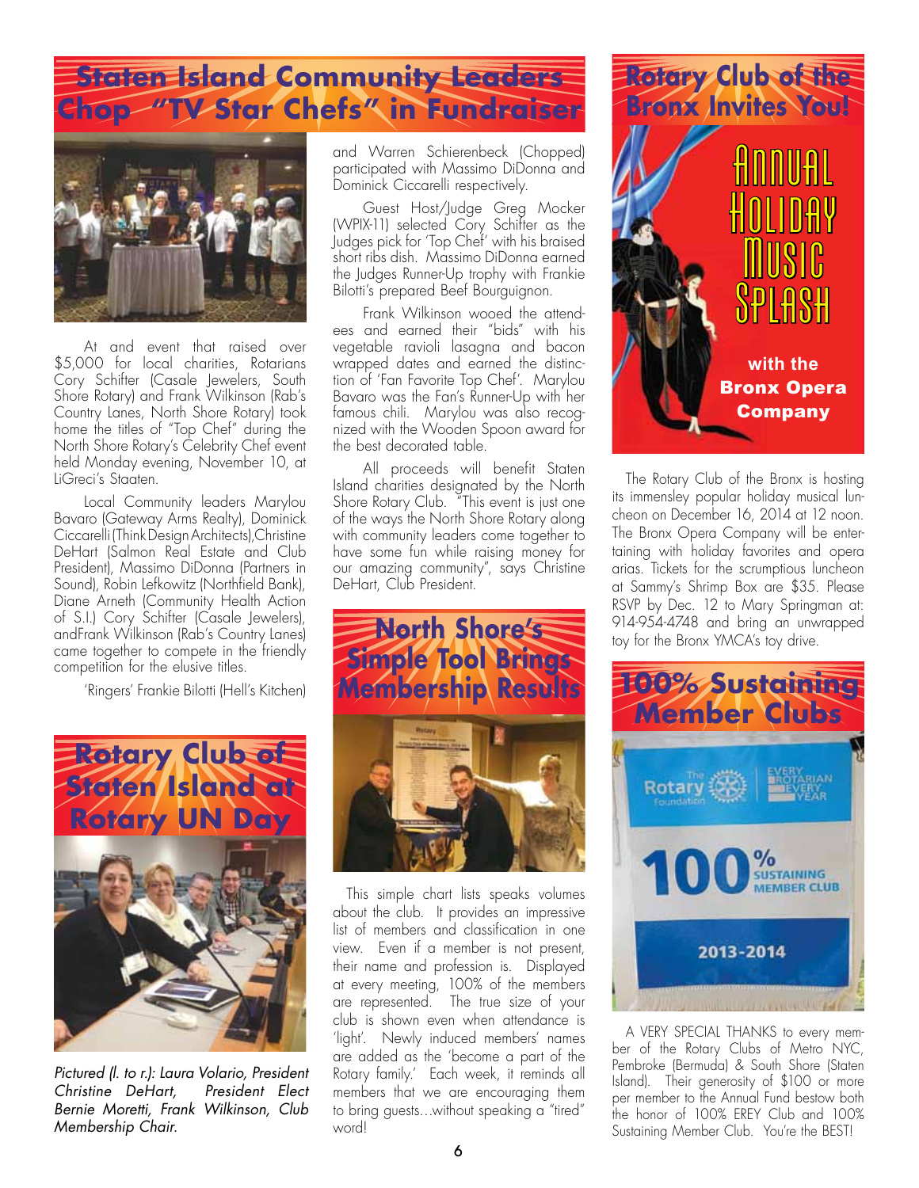# Staten Island Community Leaders Chop "TV Star Chefs" in Fundraiser

At and event that raised over $5,000 for local charities, Rotarians Cory Schifter (Casale Jewelers, South Shore Rotary) and Frank Wilkinson (Rab's Country Lanes, North Shore Rotary) took home the titles of "Top Chef" during the North Shore Rotary's Celebrity Chef event held Monday evening, November 10, at LiGreci's Staaten.

Local Community leaders Marylou Bavaro (Gateway Arms Realty), Dominick Ciccarelli (Think Design Architects), Christine DeHart (Salmon Real Estate and Club President), Massimo DiDonna (Partners in Sound), Robin Lefkowitz (Northfield Bank), Diane Arneth (Community Health Action of S.I.) Cory Schifter (Casale Jewelers), andFrank Wilkinson (Rab's Country Lanes) came together to compete in the friendly competition for the elusive titles.

'Ringers' Frankie Bilotti (Hell's Kitchen) and Warren Schierenbeck (Chopped) participated with Massimo DiDonna and Dominick Ciccarelli respectively.

Guest Host/Judge Greg Mocker (WPIX-11) selected Cory Schifter as the Judges pick for 'Top Chef' with his braised short ribs dish. Massimo DiDonna earned the Judges Runner-Up trophy with Frankie Bilotti's prepared Beef Bourguignon.

Frank Wilkinson wooed the attendees and earned their "bids" with his vegetable ravioli lasagna and bacon wrapped dates and earned the distinction of 'Fan Favorite Top Chef'. Marylou Bavaro was the Fan's Runner-Up with her famous chili. Marylou was also recognized with the Wooden Spoon award for the best decorated table.

All proceeds will benefit Staten Island charities designated by the North Shore Rotary Club. "This event is just one of the ways the North Shore Rotary along with community leaders come together to have some fun while raising money for our amazing community", says Christine DeHart, Club President.

# Rotary Club of Staten Island at Rotary UN Day

*Pictured (l. to r.): Laura Volario, President Christine DeHart, President Elect Bernie Moretti, Frank Wilkinson, Club Membership Chair.*

# North Shore's Simple Tool Brings Membership Results

This simple chart lists speaks volumes about the club. It provides an impressive list of members and classification in one view. Even if a member is not present, their name and profession is. Displayed at every meeting, 100% of the members are represented. The true size of your club is shown even when attendance is 'light'. Newly induced members' names are added as the 'become a part of the Rotary family.' Each week, it reminds all members that we are encouraging them to bring guests…without speaking a "tired" word!

# Rotary Club of the Bronx Invites You!

Annual Holiday Music Splash

with the Bronx Opera Company

The Rotary Club of the Bronx is hosting its immensley popular holiday musical luncheon on December 16, 2014 at 12 noon. The Bronx Opera Company will be entertaining with holiday favorites and opera arias. Tickets for the scrumptious luncheon at Sammy's Shrimp Box are $35. Please RSVP by Dec. 12 to Mary Springman at: 914-954-4748 and bring an unwrapped toy for the Bronx YMCA's toy drive.

# 100% Sustaining Member Clubs

A VERY SPECIAL THANKS to every member of the Rotary Clubs of Metro NYC, Pembroke (Bermuda) & South Shore (Staten Island). Their generosity of $100 or more per member to the Annual Fund bestow both the honor of 100% EREY Club and 100% Sustaining Member Club. You're the BEST!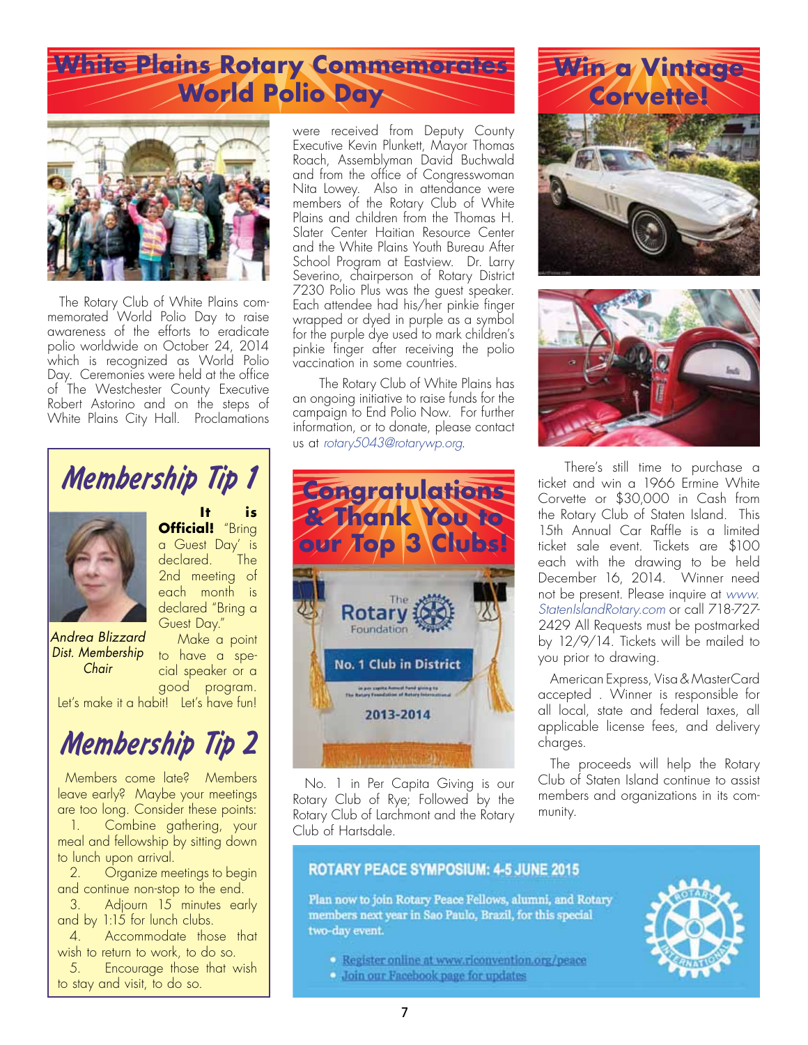# White Plains Rotary Commemorates World Polio Day

The Rotary Club of White Plains commemorated World Polio Day to raise awareness of the efforts to eradicate polio worldwide on October 24, 2014 which is recognized as World Polio Day. Ceremonies were held at the office of The Westchester County Executive Robert Astorino and on the steps of White Plains City Hall. Proclamations were received from Deputy County Executive Kevin Plunkett, Mayor Thomas Roach, Assemblyman David Buchwald and from the office of Congresswoman Nita Lowey. Also in attendance were members of the Rotary Club of White Plains and children from the Thomas H. Slater Center Haitian Resource Center and the White Plains Youth Bureau After School Program at Eastview. Dr. Larry Severino, chairperson of Rotary District 7230 Polio Plus was the guest speaker. Each attendee had his/her pinkie finger wrapped or dyed in purple as a symbol for the purple dye used to mark children's pinkie finger after receiving the polio vaccination in some countries.

The Rotary Club of White Plains has an ongoing initiative to raise funds for the campaign to End Polio Now. For further information, or to donate, please contact us at *rotary5043@rotarywp.org*.

# Win a Vintage Corvette!

There's still time to purchase a ticket and win a 1966 Ermine White Corvette or $30,000 in Cash from the Rotary Club of Staten Island. This 15th Annual Car Raffle is a limited ticket sale event. Tickets are $100 each with the drawing to be held December 16, 2014. Winner need not be present. Please inquire at *www.StatenIslandRotary.com* or call 718-727-2429 All Requests must be postmarked by 12/9/14. Tickets will be mailed to you prior to drawing.

American Express, Visa & MasterCard accepted . Winner is responsible for all local, state and federal taxes, all applicable license fees, and delivery charges.

The proceeds will help the Rotary Club of Staten Island continue to assist members and organizations in its community.

## Membership Tip 1

**It is Official!** "Bring a Guest Day' is declared. The 2nd meeting of each month is declared "Bring a Guest Day."

Make a point to have a special speaker or a good program.

Let's make it a habit! Let's have fun!

*Andrea Blizzard*
*Dist. Membership Chair*

## Membership Tip 2

Members come late? Members leave early? Maybe your meetings are too long. Consider these points:

1. Combine gathering, your meal and fellowship by sitting down to lunch upon arrival.
2. Organize meetings to begin and continue non-stop to the end.
3. Adjourn 15 minutes early and by 1:15 for lunch clubs.
4. Accommodate those that wish to return to work, to do so.
5. Encourage those that wish to stay and visit, to do so.

# Congratulations & Thank You to our Top 3 Clubs!

The Rotary Foundation
No. 1 Club in District
in per capita Annual Fund giving to The Rotary Foundation of Rotary International
2013-2014

No. 1 in Per Capita Giving is our Rotary Club of Rye; Followed by the Rotary Club of Larchmont and the Rotary Club of Hartsdale.

## ROTARY PEACE SYMPOSIUM: 4-5 JUNE 2015

Plan now to join Rotary Peace Fellows, alumni, and Rotary members next year in Sao Paulo, Brazil, for this special two-day event.

- Register online at www.riconvention.org/peace
- Join our Facebook page for updates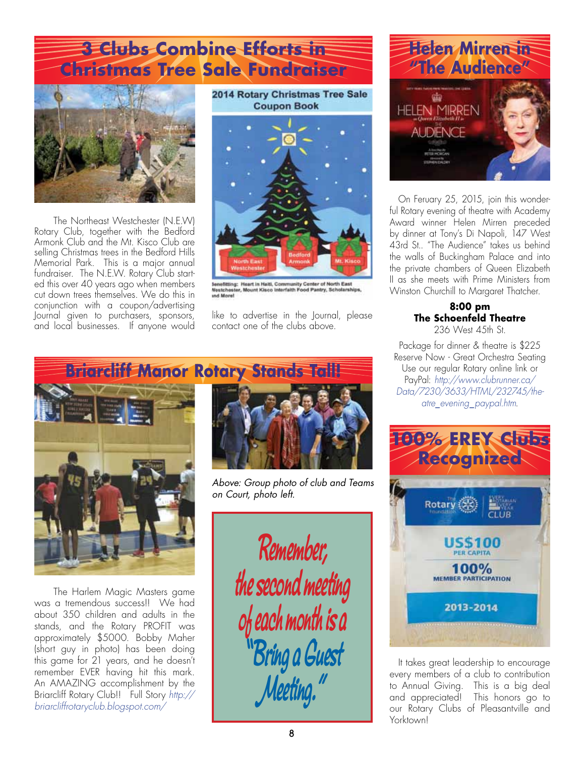# 3 Clubs Combine Efforts in Christmas Tree Sale Fundraiser

The Northeast Westchester (N.E.W) Rotary Club, together with the Bedford Armonk Club and the Mt. Kisco Club are selling Christmas trees in the Bedford Hills Memorial Park. This is a major annual fundraiser. The N.E.W. Rotary Club started this over 40 years ago when members cut down trees themselves. We do this in conjunction with a coupon/advertising Journal given to purchasers, sponsors, and local businesses. If anyone would like to advertise in the Journal, please contact one of the clubs above.

2014 Rotary Christmas Tree Sale Coupon Book

North East Westchester

Bedford Armonk

Mt. Kisco

Benefitting: Heart in Haiti, Community Center of North East Westchester, Mount Kisco Interfaith Food Pantry, Scholarships, and More!

# Helen Mirren in "The Audience"

HELEN MIRREN as Queen Elizabeth II in THE AUDIENCE

On Feruary 25, 2015, join this wonderful Rotary evening of theatre with Academy Award winner Helen Mirren preceded by dinner at Tony's Di Napoli, 147 West 43rd St.. "The Audience" takes us behind the walls of Buckingham Palace and into the private chambers of Queen Elizabeth II as she meets with Prime Ministers from Winston Churchill to Margaret Thatcher.

**8:00 pm**
**The Schoenfeld Theatre**
236 West 45th St.

Package for dinner & theatre is $225
Reserve Now - Great Orchestra Seating
Use our regular Rotary online link or PayPal: *http://www.clubrunner.ca/Data/7230/3633/HTML/232745/theatre_evening_paypal.htm*.

# Briarcliff Manor Rotary Stands Tall!

The Harlem Magic Masters game was a tremendous success!! We had about 350 children and adults in the stands, and the Rotary PROFIT was approximately $5000. Bobby Maher (short guy in photo) has been doing this game for 21 years, and he doesn't remember EVER having hit this mark. An AMAZING accomplishment by the Briarcliff Rotary Club!! Full Story *http://briarcliffrotaryclub.blogspot.com/*

*Above: Group photo of club and Teams on Court, photo left.*

**Remember, the second meeting of each month is a "Bring a Guest Meeting."**

# 100% EREY Clubs Recognized

Rotary The Foundation | EVERY ROTARIAN EVERY YEAR CLUB

US$100 PER CAPITA

100% MEMBER PARTICIPATION

2013-2014

It takes great leadership to encourage every members of a club to contribution to Annual Giving. This is a big deal and appreciated! This honors go to our Rotary Clubs of Pleasantville and Yorktown!